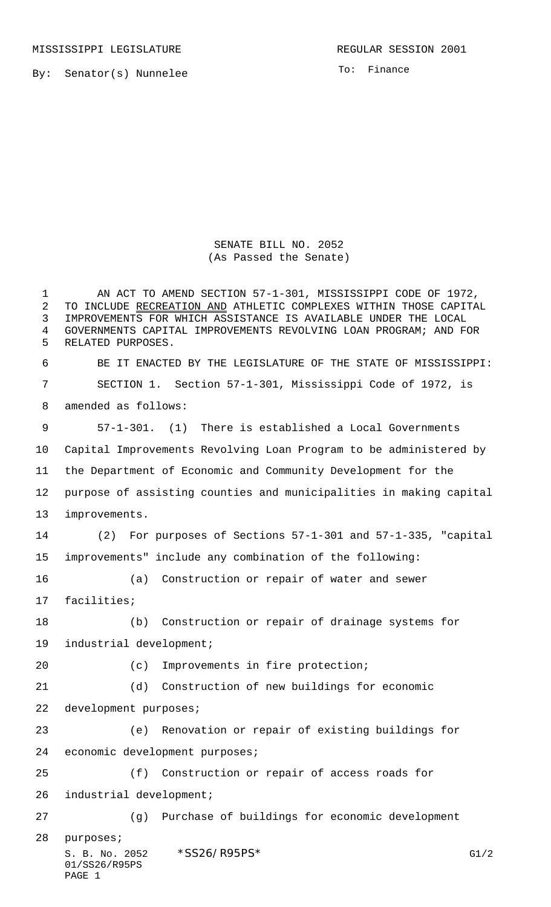MISSISSIPPI LEGISLATURE REGULAR SESSION 2001

By: Senator(s) Nunnelee

To: Finance

SENATE BILL NO. 2052
(As Passed the Senate)

AN ACT TO AMEND SECTION 57-1-301, MISSISSIPPI CODE OF 1972, TO INCLUDE RECREATION AND ATHLETIC COMPLEXES WITHIN THOSE CAPITAL IMPROVEMENTS FOR WHICH ASSISTANCE IS AVAILABLE UNDER THE LOCAL GOVERNMENTS CAPITAL IMPROVEMENTS REVOLVING LOAN PROGRAM; AND FOR RELATED PURPOSES.

BE IT ENACTED BY THE LEGISLATURE OF THE STATE OF MISSISSIPPI:

SECTION 1. Section 57-1-301, Mississippi Code of 1972, is amended as follows:

57-1-301. (1) There is established a Local Governments Capital Improvements Revolving Loan Program to be administered by the Department of Economic and Community Development for the purpose of assisting counties and municipalities in making capital improvements.

(2) For purposes of Sections 57-1-301 and 57-1-335, "capital improvements" include any combination of the following:

(a) Construction or repair of water and sewer facilities;

(b) Construction or repair of drainage systems for industrial development;

(c) Improvements in fire protection;

(d) Construction of new buildings for economic development purposes;

(e) Renovation or repair of existing buildings for economic development purposes;

(f) Construction or repair of access roads for industrial development;

(g) Purchase of buildings for economic development purposes;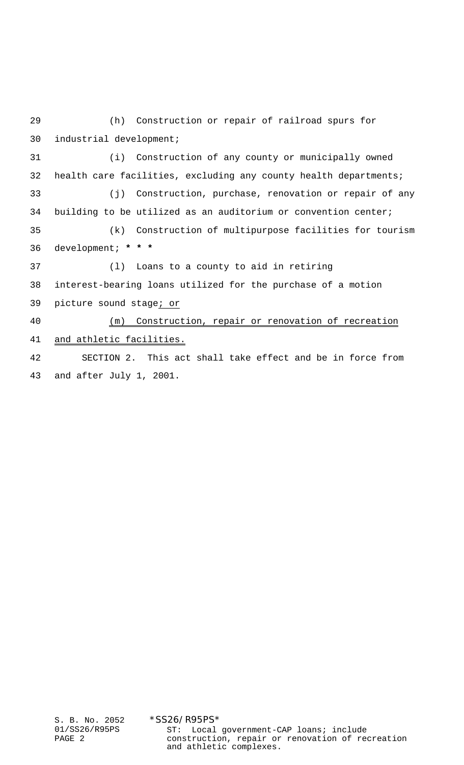(h) Construction or repair of railroad spurs for industrial development;

(i) Construction of any county or municipally owned health care facilities, excluding any county health departments;

(j) Construction, purchase, renovation or repair of any building to be utilized as an auditorium or convention center;

(k) Construction of multipurpose facilities for tourism development; * * *

(l) Loans to a county to aid in retiring interest-bearing loans utilized for the purchase of a motion picture sound stage; or

(m) Construction, repair or renovation of recreation and athletic facilities.

SECTION 2. This act shall take effect and be in force from and after July 1, 2001.

S. B. No. 2052 *SS26/R95PS*
01/SS26/R95PS
ST: Local government-CAP loans; include construction, repair or renovation of recreation and athletic complexes.